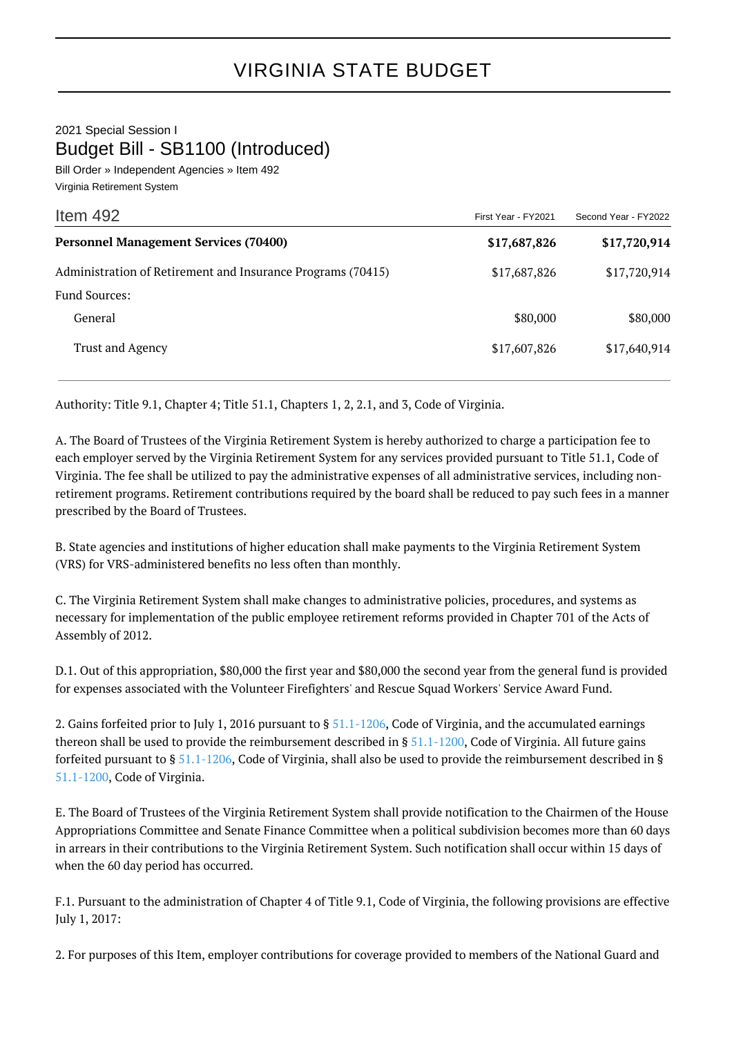# VIRGINIA STATE BUDGET

2021 Special Session I

## Budget Bill - SB1100 (Introduced)

Bill Order » Independent Agencies » Item 492

Virginia Retirement System

| Item 492 | First Year - FY2021 | Second Year - FY2022 |
|---|---|---|
| **Personnel Management Services (70400)** | **$17,687,826** | **$17,720,914** |
| Administration of Retirement and Insurance Programs (70415) | $17,687,826 | $17,720,914 |
| Fund Sources: | | |
| General | $80,000 | $80,000 |
| Trust and Agency | $17,607,826 | $17,640,914 |

Authority: Title 9.1, Chapter 4; Title 51.1, Chapters 1, 2, 2.1, and 3, Code of Virginia.

A. The Board of Trustees of the Virginia Retirement System is hereby authorized to charge a participation fee to each employer served by the Virginia Retirement System for any services provided pursuant to Title 51.1, Code of Virginia. The fee shall be utilized to pay the administrative expenses of all administrative services, including non-retirement programs. Retirement contributions required by the board shall be reduced to pay such fees in a manner prescribed by the Board of Trustees.

B. State agencies and institutions of higher education shall make payments to the Virginia Retirement System (VRS) for VRS-administered benefits no less often than monthly.

C. The Virginia Retirement System shall make changes to administrative policies, procedures, and systems as necessary for implementation of the public employee retirement reforms provided in Chapter 701 of the Acts of Assembly of 2012.

D.1. Out of this appropriation, $80,000 the first year and $80,000 the second year from the general fund is provided for expenses associated with the Volunteer Firefighters' and Rescue Squad Workers' Service Award Fund.

2. Gains forfeited prior to July 1, 2016 pursuant to § 51.1-1206, Code of Virginia, and the accumulated earnings thereon shall be used to provide the reimbursement described in § 51.1-1200, Code of Virginia. All future gains forfeited pursuant to § 51.1-1206, Code of Virginia, shall also be used to provide the reimbursement described in § 51.1-1200, Code of Virginia.

E. The Board of Trustees of the Virginia Retirement System shall provide notification to the Chairmen of the House Appropriations Committee and Senate Finance Committee when a political subdivision becomes more than 60 days in arrears in their contributions to the Virginia Retirement System. Such notification shall occur within 15 days of when the 60 day period has occurred.

F.1. Pursuant to the administration of Chapter 4 of Title 9.1, Code of Virginia, the following provisions are effective July 1, 2017:

2. For purposes of this Item, employer contributions for coverage provided to members of the National Guard and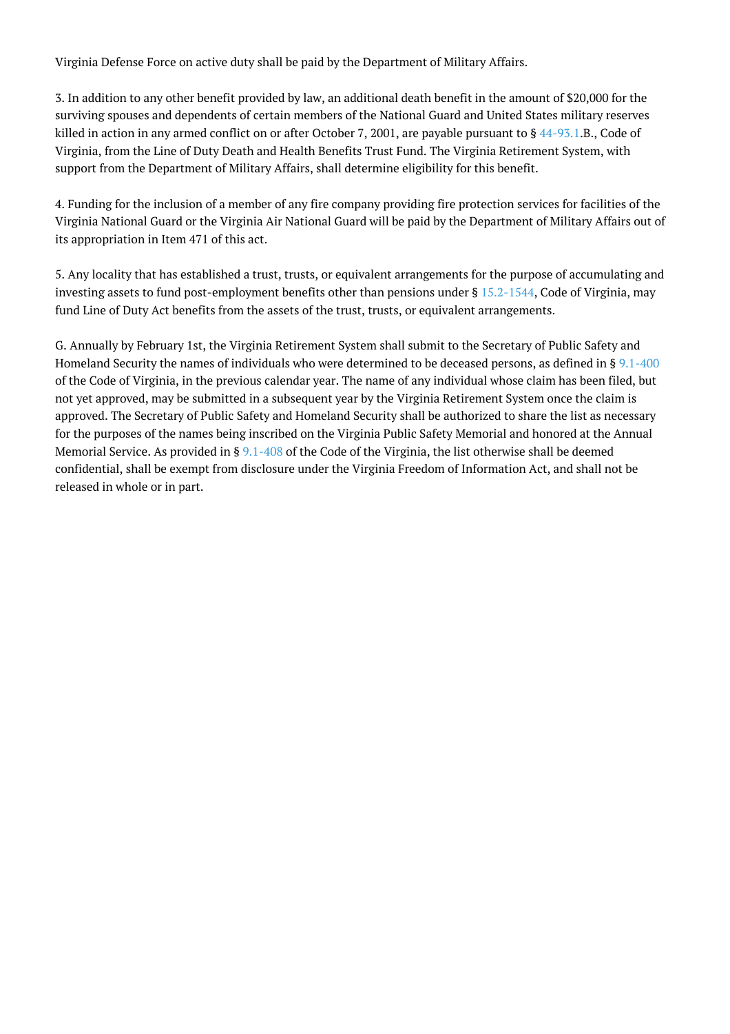Virginia Defense Force on active duty shall be paid by the Department of Military Affairs.

3. In addition to any other benefit provided by law, an additional death benefit in the amount of $20,000 for the surviving spouses and dependents of certain members of the National Guard and United States military reserves killed in action in any armed conflict on or after October 7, 2001, are payable pursuant to § 44-93.1.B., Code of Virginia, from the Line of Duty Death and Health Benefits Trust Fund. The Virginia Retirement System, with support from the Department of Military Affairs, shall determine eligibility for this benefit.

4. Funding for the inclusion of a member of any fire company providing fire protection services for facilities of the Virginia National Guard or the Virginia Air National Guard will be paid by the Department of Military Affairs out of its appropriation in Item 471 of this act.

5. Any locality that has established a trust, trusts, or equivalent arrangements for the purpose of accumulating and investing assets to fund post-employment benefits other than pensions under § 15.2-1544, Code of Virginia, may fund Line of Duty Act benefits from the assets of the trust, trusts, or equivalent arrangements.

G. Annually by February 1st, the Virginia Retirement System shall submit to the Secretary of Public Safety and Homeland Security the names of individuals who were determined to be deceased persons, as defined in § 9.1-400 of the Code of Virginia, in the previous calendar year. The name of any individual whose claim has been filed, but not yet approved, may be submitted in a subsequent year by the Virginia Retirement System once the claim is approved. The Secretary of Public Safety and Homeland Security shall be authorized to share the list as necessary for the purposes of the names being inscribed on the Virginia Public Safety Memorial and honored at the Annual Memorial Service. As provided in § 9.1-408 of the Code of the Virginia, the list otherwise shall be deemed confidential, shall be exempt from disclosure under the Virginia Freedom of Information Act, and shall not be released in whole or in part.